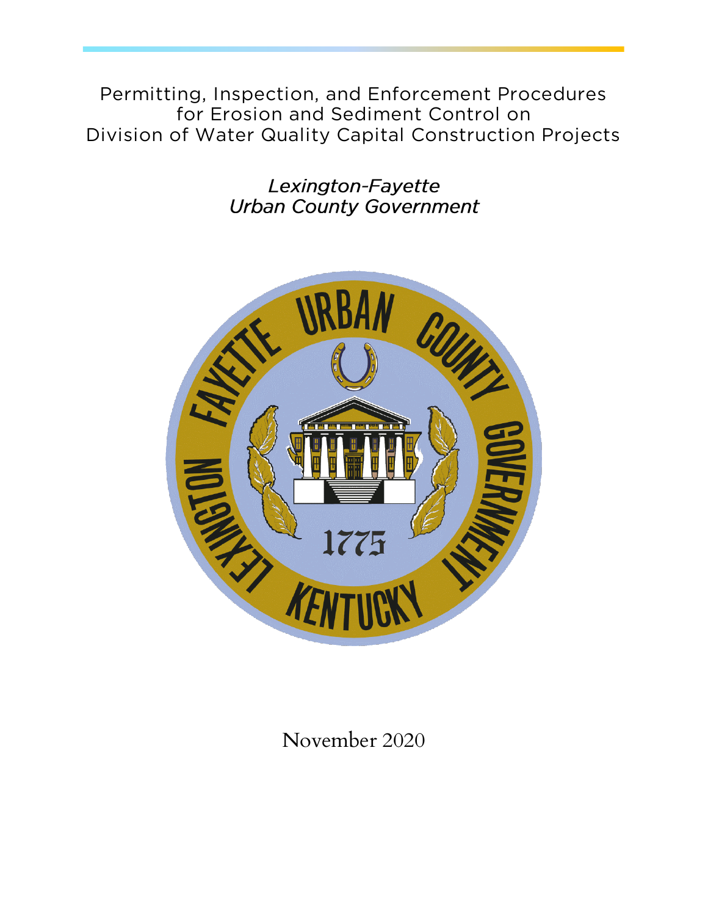# Permitting, Inspection, and Enforcement Procedures for Erosion and Sediment Control on Division of Water Quality Capital Construction Projects

*Lexington-Fayette Urban County Government*

November 2020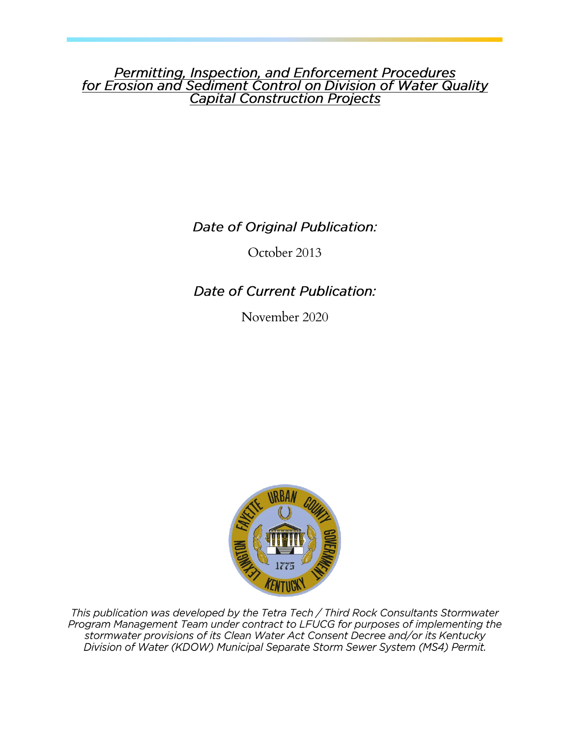# *Permitting, Inspection, and Enforcement Procedures for Erosion and Sediment Control on Division of Water Quality Capital Construction Projects*

*Date of Original Publication:*

October 2013

*Date of Current Publication:*

November 2020

*This publication was developed by the Tetra Tech / Third Rock Consultants Stormwater Program Management Team under contract to LFUCG for purposes of implementing the stormwater provisions of its Clean Water Act Consent Decree and/or its Kentucky Division of Water (KDOW) Municipal Separate Storm Sewer System (MS4) Permit.*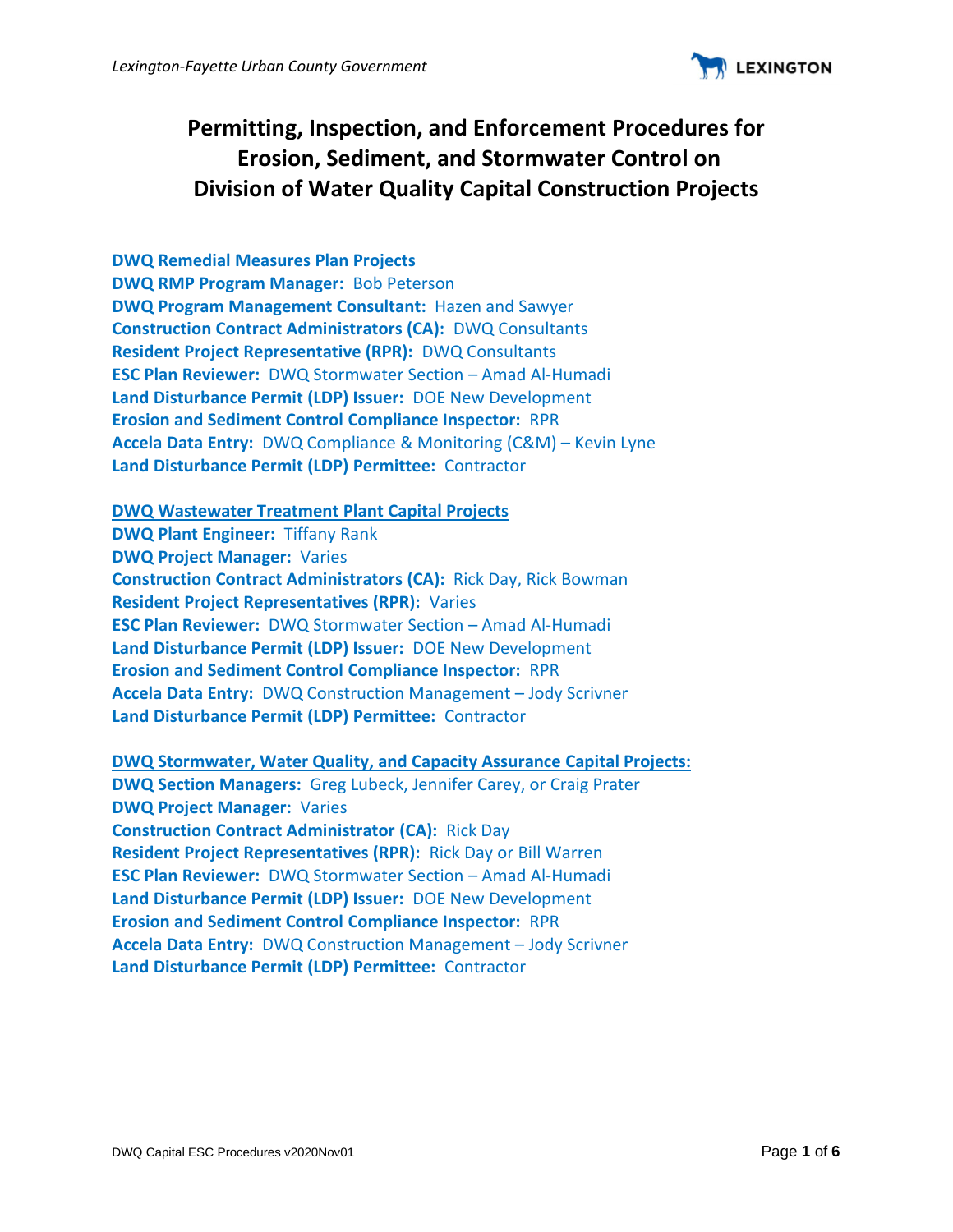# Permitting, Inspection, and Enforcement Procedures for Erosion, Sediment, and Stormwater Control on Division of Water Quality Capital Construction Projects

**DWQ Remedial Measures Plan Projects**
**DWQ RMP Program Manager:** Bob Peterson
**DWQ Program Management Consultant:** Hazen and Sawyer
**Construction Contract Administrators (CA):** DWQ Consultants
**Resident Project Representative (RPR):** DWQ Consultants
**ESC Plan Reviewer:** DWQ Stormwater Section – Amad Al-Humadi
**Land Disturbance Permit (LDP) Issuer:** DOE New Development
**Erosion and Sediment Control Compliance Inspector:** RPR
**Accela Data Entry:** DWQ Compliance & Monitoring (C&M) – Kevin Lyne
**Land Disturbance Permit (LDP) Permittee:** Contractor

**DWQ Wastewater Treatment Plant Capital Projects**
**DWQ Plant Engineer:** Tiffany Rank
**DWQ Project Manager:** Varies
**Construction Contract Administrators (CA):** Rick Day, Rick Bowman
**Resident Project Representatives (RPR):** Varies
**ESC Plan Reviewer:** DWQ Stormwater Section – Amad Al-Humadi
**Land Disturbance Permit (LDP) Issuer:** DOE New Development
**Erosion and Sediment Control Compliance Inspector:** RPR
**Accela Data Entry:** DWQ Construction Management – Jody Scrivner
**Land Disturbance Permit (LDP) Permittee:** Contractor

**DWQ Stormwater, Water Quality, and Capacity Assurance Capital Projects:**
**DWQ Section Managers:** Greg Lubeck, Jennifer Carey, or Craig Prater
**DWQ Project Manager:** Varies
**Construction Contract Administrator (CA):** Rick Day
**Resident Project Representatives (RPR):** Rick Day or Bill Warren
**ESC Plan Reviewer:** DWQ Stormwater Section – Amad Al-Humadi
**Land Disturbance Permit (LDP) Issuer:** DOE New Development
**Erosion and Sediment Control Compliance Inspector:** RPR
**Accela Data Entry:** DWQ Construction Management – Jody Scrivner
**Land Disturbance Permit (LDP) Permittee:** Contractor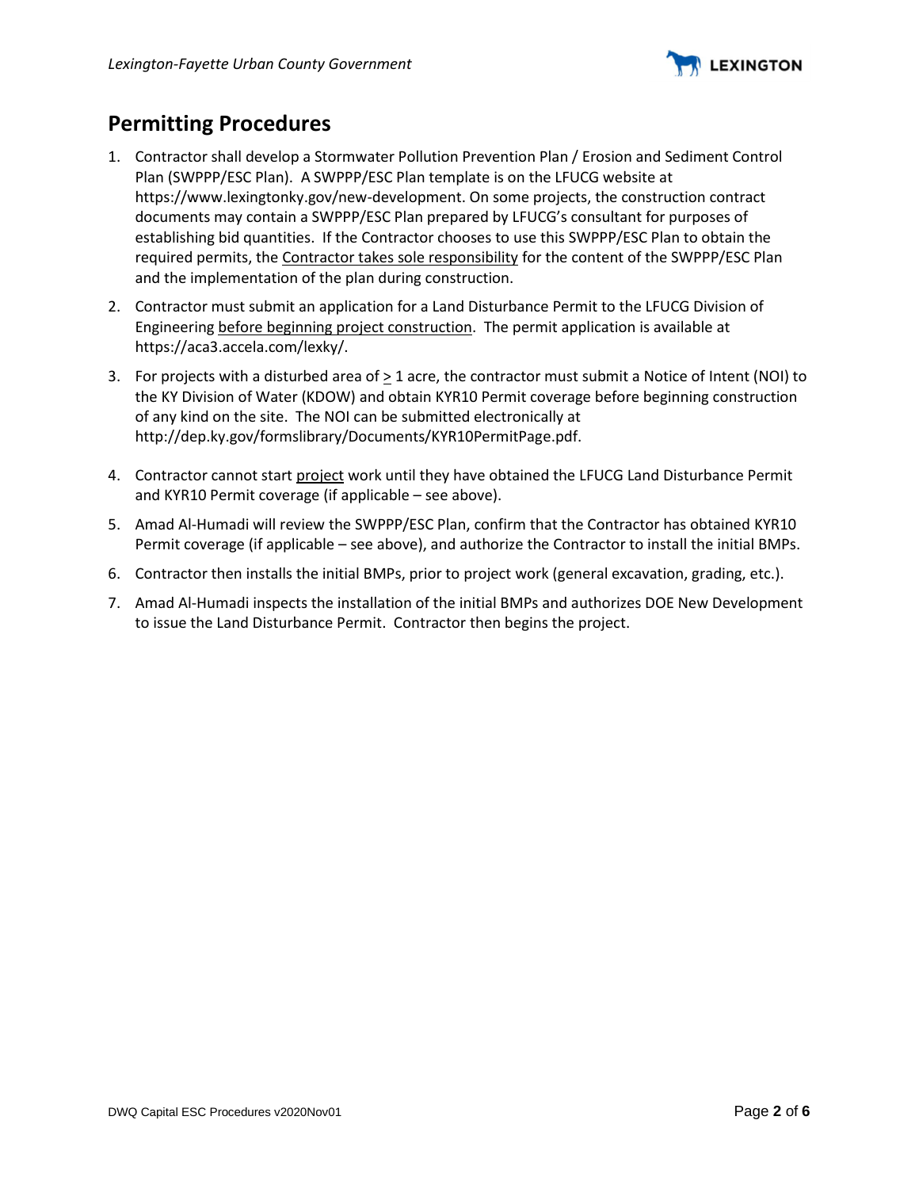## Permitting Procedures

1. Contractor shall develop a Stormwater Pollution Prevention Plan / Erosion and Sediment Control Plan (SWPPP/ESC Plan). A SWPPP/ESC Plan template is on the LFUCG website at https://www.lexingtonky.gov/new-development. On some projects, the construction contract documents may contain a SWPPP/ESC Plan prepared by LFUCG's consultant for purposes of establishing bid quantities. If the Contractor chooses to use this SWPPP/ESC Plan to obtain the required permits, the <u>Contractor takes sole responsibility</u> for the content of the SWPPP/ESC Plan and the implementation of the plan during construction.
2. Contractor must submit an application for a Land Disturbance Permit to the LFUCG Division of Engineering <u>before beginning project construction</u>. The permit application is available at https://aca3.accela.com/lexky/.
3. For projects with a disturbed area of ≥ 1 acre, the contractor must submit a Notice of Intent (NOI) to the KY Division of Water (KDOW) and obtain KYR10 Permit coverage before beginning construction of any kind on the site. The NOI can be submitted electronically at http://dep.ky.gov/formslibrary/Documents/KYR10PermitPage.pdf.
4. Contractor cannot start <u>project</u> work until they have obtained the LFUCG Land Disturbance Permit and KYR10 Permit coverage (if applicable – see above).
5. Amad Al-Humadi will review the SWPPP/ESC Plan, confirm that the Contractor has obtained KYR10 Permit coverage (if applicable – see above), and authorize the Contractor to install the initial BMPs.
6. Contractor then installs the initial BMPs, prior to project work (general excavation, grading, etc.).
7. Amad Al-Humadi inspects the installation of the initial BMPs and authorizes DOE New Development to issue the Land Disturbance Permit. Contractor then begins the project.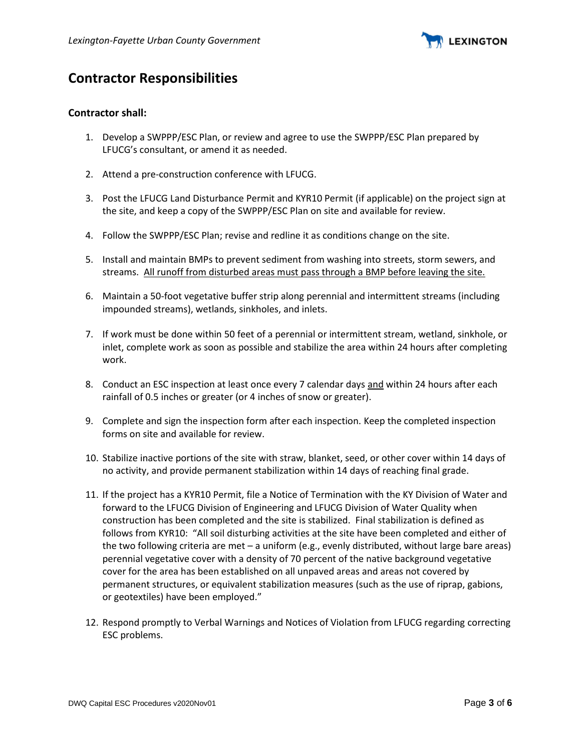## Contractor Responsibilities

**Contractor shall:**

1. Develop a SWPPP/ESC Plan, or review and agree to use the SWPPP/ESC Plan prepared by LFUCG's consultant, or amend it as needed.

2. Attend a pre-construction conference with LFUCG.

3. Post the LFUCG Land Disturbance Permit and KYR10 Permit (if applicable) on the project sign at the site, and keep a copy of the SWPPP/ESC Plan on site and available for review.

4. Follow the SWPPP/ESC Plan; revise and redline it as conditions change on the site.

5. Install and maintain BMPs to prevent sediment from washing into streets, storm sewers, and streams. <u>All runoff from disturbed areas must pass through a BMP before leaving the site.</u>

6. Maintain a 50-foot vegetative buffer strip along perennial and intermittent streams (including impounded streams), wetlands, sinkholes, and inlets.

7. If work must be done within 50 feet of a perennial or intermittent stream, wetland, sinkhole, or inlet, complete work as soon as possible and stabilize the area within 24 hours after completing work.

8. Conduct an ESC inspection at least once every 7 calendar days <u>and</u> within 24 hours after each rainfall of 0.5 inches or greater (or 4 inches of snow or greater).

9. Complete and sign the inspection form after each inspection. Keep the completed inspection forms on site and available for review.

10. Stabilize inactive portions of the site with straw, blanket, seed, or other cover within 14 days of no activity, and provide permanent stabilization within 14 days of reaching final grade.

11. If the project has a KYR10 Permit, file a Notice of Termination with the KY Division of Water and forward to the LFUCG Division of Engineering and LFUCG Division of Water Quality when construction has been completed and the site is stabilized. Final stabilization is defined as follows from KYR10: "All soil disturbing activities at the site have been completed and either of the two following criteria are met – a uniform (e.g., evenly distributed, without large bare areas) perennial vegetative cover with a density of 70 percent of the native background vegetative cover for the area has been established on all unpaved areas and areas not covered by permanent structures, or equivalent stabilization measures (such as the use of riprap, gabions, or geotextiles) have been employed."

12. Respond promptly to Verbal Warnings and Notices of Violation from LFUCG regarding correcting ESC problems.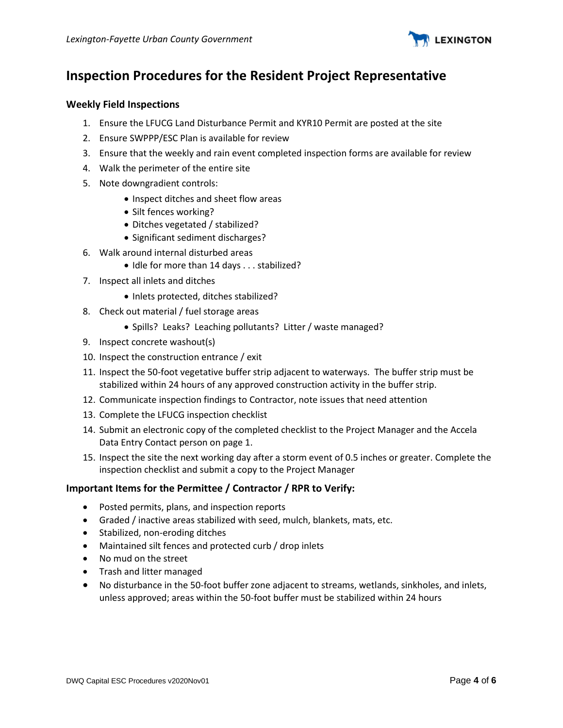# Inspection Procedures for the Resident Project Representative

### Weekly Field Inspections

1. Ensure the LFUCG Land Disturbance Permit and KYR10 Permit are posted at the site
2. Ensure SWPPP/ESC Plan is available for review
3. Ensure that the weekly and rain event completed inspection forms are available for review
4. Walk the perimeter of the entire site
5. Note downgradient controls:
   - Inspect ditches and sheet flow areas
   - Silt fences working?
   - Ditches vegetated / stabilized?
   - Significant sediment discharges?
6. Walk around internal disturbed areas
   - Idle for more than 14 days . . . stabilized?
7. Inspect all inlets and ditches
   - Inlets protected, ditches stabilized?
8. Check out material / fuel storage areas
   - Spills? Leaks? Leaching pollutants? Litter / waste managed?
9. Inspect concrete washout(s)
10. Inspect the construction entrance / exit
11. Inspect the 50-foot vegetative buffer strip adjacent to waterways. The buffer strip must be stabilized within 24 hours of any approved construction activity in the buffer strip.
12. Communicate inspection findings to Contractor, note issues that need attention
13. Complete the LFUCG inspection checklist
14. Submit an electronic copy of the completed checklist to the Project Manager and the Accela Data Entry Contact person on page 1.
15. Inspect the site the next working day after a storm event of 0.5 inches or greater. Complete the inspection checklist and submit a copy to the Project Manager

### Important Items for the Permittee / Contractor / RPR to Verify:

- Posted permits, plans, and inspection reports
- Graded / inactive areas stabilized with seed, mulch, blankets, mats, etc.
- Stabilized, non-eroding ditches
- Maintained silt fences and protected curb / drop inlets
- No mud on the street
- Trash and litter managed
- No disturbance in the 50-foot buffer zone adjacent to streams, wetlands, sinkholes, and inlets, unless approved; areas within the 50-foot buffer must be stabilized within 24 hours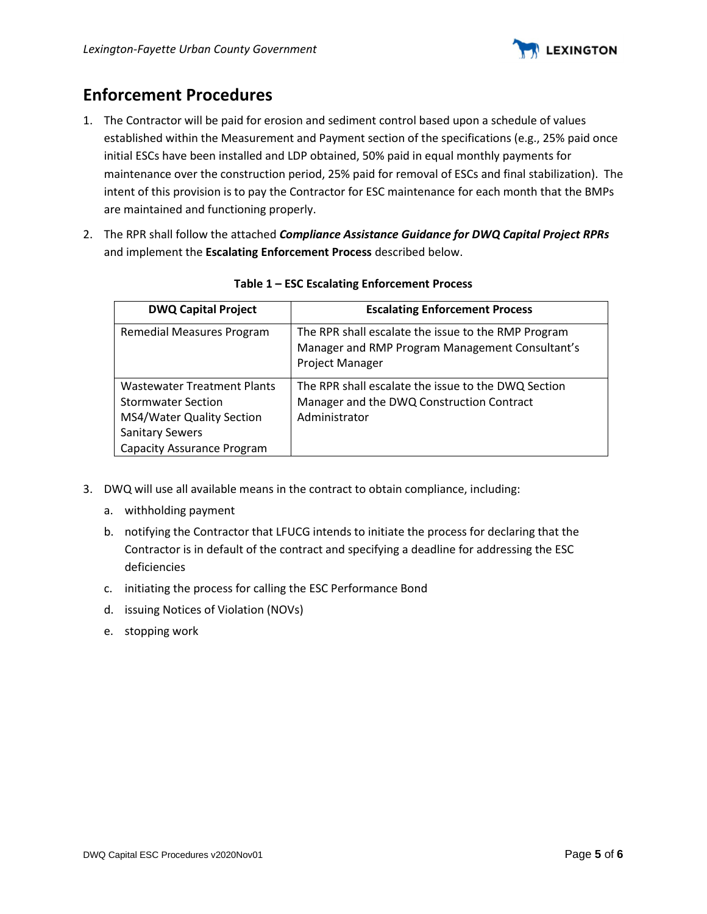## Enforcement Procedures

1. The Contractor will be paid for erosion and sediment control based upon a schedule of values established within the Measurement and Payment section of the specifications (e.g., 25% paid once initial ESCs have been installed and LDP obtained, 50% paid in equal monthly payments for maintenance over the construction period, 25% paid for removal of ESCs and final stabilization). The intent of this provision is to pay the Contractor for ESC maintenance for each month that the BMPs are maintained and functioning properly.
2. The RPR shall follow the attached ***Compliance Assistance Guidance for DWQ Capital Project RPRs*** and implement the **Escalating Enforcement Process** described below.

**Table 1 – ESC Escalating Enforcement Process**

| DWQ Capital Project | Escalating Enforcement Process |
|---|---|
| Remedial Measures Program | The RPR shall escalate the issue to the RMP Program Manager and RMP Program Management Consultant's Project Manager |
| Wastewater Treatment Plants<br>Stormwater Section<br>MS4/Water Quality Section<br>Sanitary Sewers<br>Capacity Assurance Program | The RPR shall escalate the issue to the DWQ Section Manager and the DWQ Construction Contract Administrator |

3. DWQ will use all available means in the contract to obtain compliance, including:
   a. withholding payment
   b. notifying the Contractor that LFUCG intends to initiate the process for declaring that the Contractor is in default of the contract and specifying a deadline for addressing the ESC deficiencies
   c. initiating the process for calling the ESC Performance Bond
   d. issuing Notices of Violation (NOVs)
   e. stopping work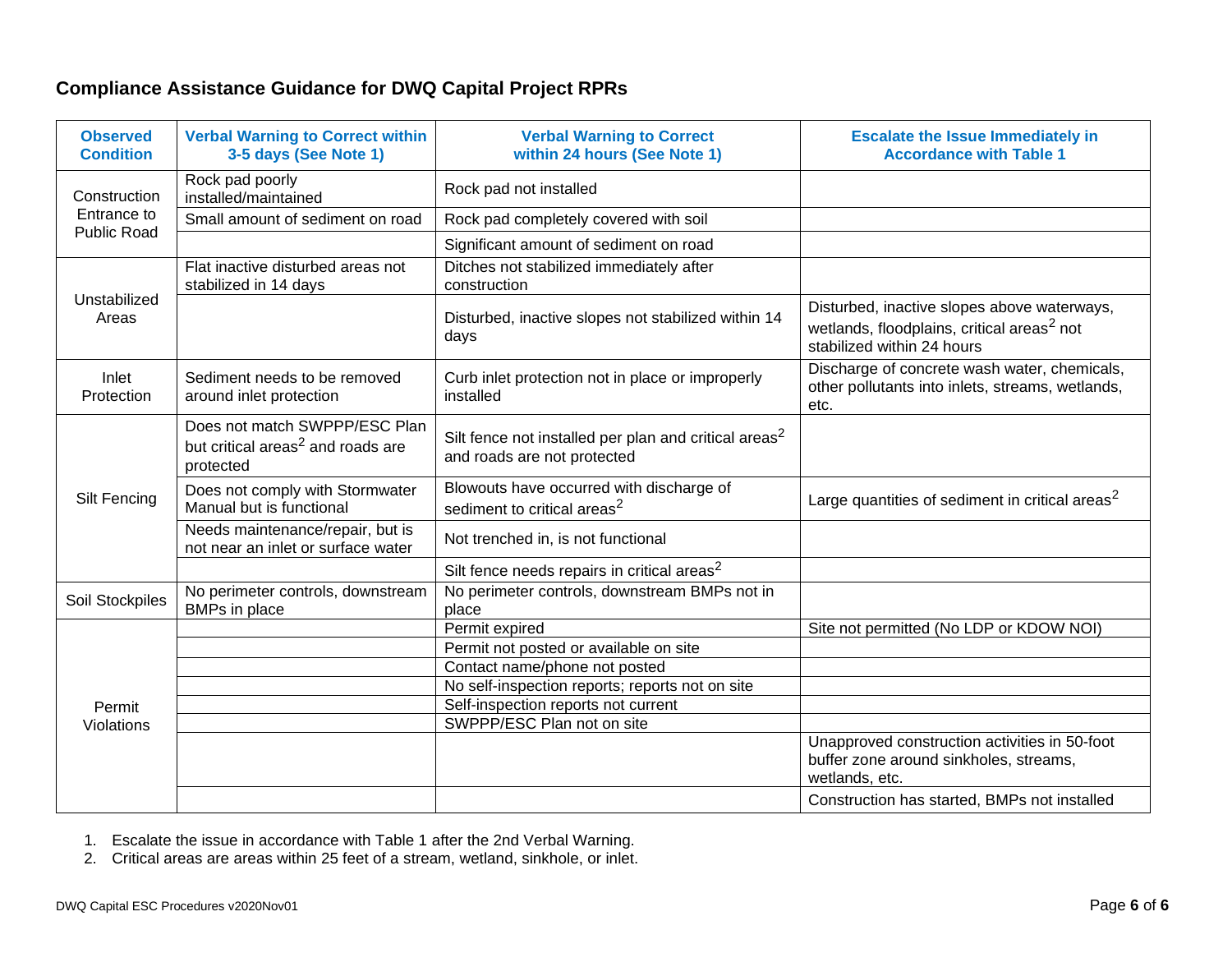## Compliance Assistance Guidance for DWQ Capital Project RPRs

| Observed Condition | Verbal Warning to Correct within 3-5 days (See Note 1) | Verbal Warning to Correct within 24 hours (See Note 1) | Escalate the Issue Immediately in Accordance with Table 1 |
|---|---|---|---|
| Construction Entrance to Public Road | Rock pad poorly installed/maintained | Rock pad not installed | |
| | Small amount of sediment on road | Rock pad completely covered with soil | |
| | | Significant amount of sediment on road | |
| Unstabilized Areas | Flat inactive disturbed areas not stabilized in 14 days | Ditches not stabilized immediately after construction | |
| | | Disturbed, inactive slopes not stabilized within 14 days | Disturbed, inactive slopes above waterways, wetlands, floodplains, critical areas[2] not stabilized within 24 hours |
| Inlet Protection | Sediment needs to be removed around inlet protection | Curb inlet protection not in place or improperly installed | Discharge of concrete wash water, chemicals, other pollutants into inlets, streams, wetlands, etc. |
| Silt Fencing | Does not match SWPPP/ESC Plan but critical areas[2] and roads are protected | Silt fence not installed per plan and critical areas[2] and roads are not protected | |
| | Does not comply with Stormwater Manual but is functional | Blowouts have occurred with discharge of sediment to critical areas[2] | Large quantities of sediment in critical areas[2] |
| | Needs maintenance/repair, but is not near an inlet or surface water | Not trenched in, is not functional | |
| | | Silt fence needs repairs in critical areas[2] | |
| Soil Stockpiles | No perimeter controls, downstream BMPs in place | No perimeter controls, downstream BMPs not in place | |
| Permit Violations | | Permit expired | Site not permitted (No LDP or KDOW NOI) |
| | | Permit not posted or available on site | |
| | | Contact name/phone not posted | |
| | | No self-inspection reports; reports not on site | |
| | | Self-inspection reports not current | |
| | | SWPPP/ESC Plan not on site | |
| | | | Unapproved construction activities in 50-foot buffer zone around sinkholes, streams, wetlands, etc. |
| | | | Construction has started, BMPs not installed |

1. Escalate the issue in accordance with Table 1 after the 2nd Verbal Warning.
2. Critical areas are areas within 25 feet of a stream, wetland, sinkhole, or inlet.